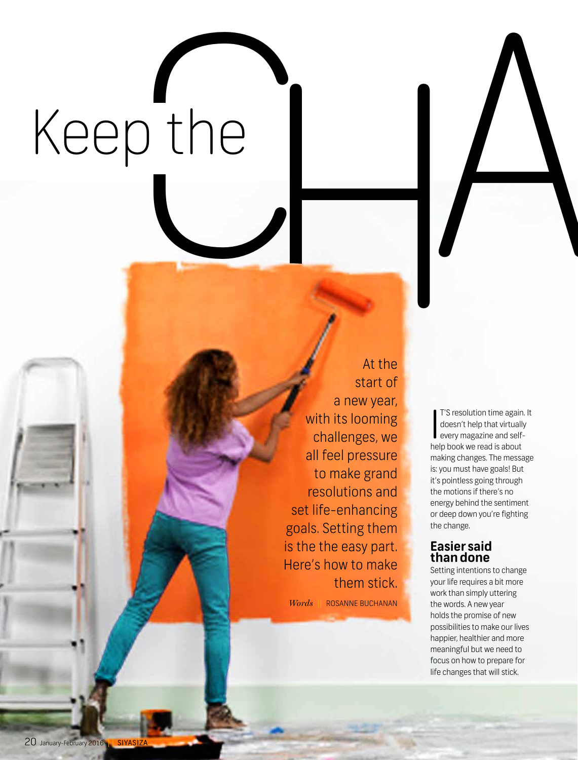# Keep the CHA

At the start of a new year, with its looming challenges, we all feel pressure to make grand resolutions and set life-enhancing goals. Setting them is the the easy part. Here's how to make them stick.

*Words* || ROSANNE BUCHANAN

IT'S resolution time again. It doesn't help that virtually every magazine and self-help book we read is about making changes. The message is: you must have goals! But it's pointless going through the motions if there's no energy behind the sentiment or deep down you're fighting the change.

## Easier said than done

Setting intentions to change your life requires a bit more work than simply uttering the words. A new year holds the promise of new possibilities to make our lives happier, healthier and more meaningful but we need to focus on how to prepare for life changes that will stick.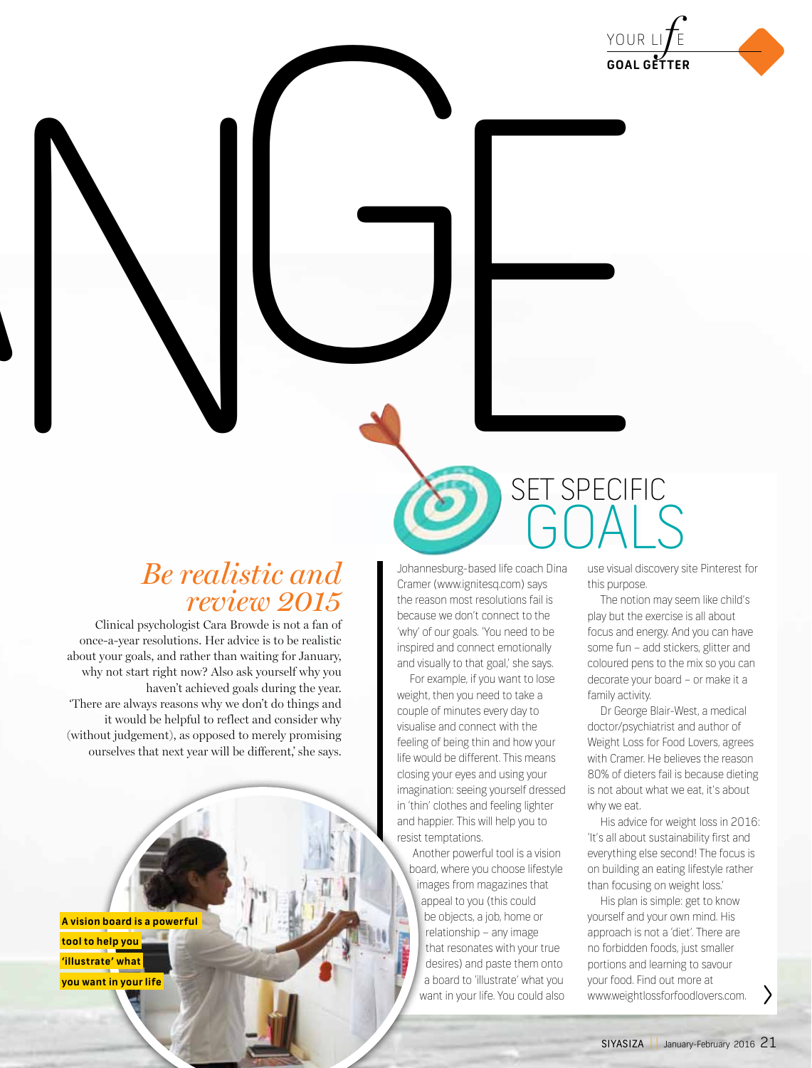NGE

## Be realistic and review 2015

Clinical psychologist Cara Browde is not a fan of once-a-year resolutions. Her advice is to be realistic about your goals, and rather than waiting for January, why not start right now? Also ask yourself why you haven't achieved goals during the year. 'There are always reasons why we don't do things and it would be helpful to reflect and consider why (without judgement), as opposed to merely promising ourselves that next year will be different,' she says.

**A vision board is a powerful tool to help you 'illustrate' what you want in your life**

## SET SPECIFIC GOALS

Johannesburg-based life coach Dina Cramer (www.ignitesq.com) says the reason most resolutions fail is because we don't connect to the 'why' of our goals. 'You need to be inspired and connect emotionally and visually to that goal,' she says.

For example, if you want to lose weight, then you need to take a couple of minutes every day to visualise and connect with the feeling of being thin and how your life would be different. This means closing your eyes and using your imagination: seeing yourself dressed in 'thin' clothes and feeling lighter and happier. This will help you to resist temptations.

Another powerful tool is a vision board, where you choose lifestyle images from magazines that appeal to you (this could be objects, a job, home or relationship – any image that resonates with your true desires) and paste them onto a board to 'illustrate' what you want in your life. You could also use visual discovery site Pinterest for this purpose.

The notion may seem like child's play but the exercise is all about focus and energy. And you can have some fun – add stickers, glitter and coloured pens to the mix so you can decorate your board – or make it a family activity.

Dr George Blair-West, a medical doctor/psychiatrist and author of Weight Loss for Food Lovers, agrees with Cramer. He believes the reason 80% of dieters fail is because dieting is not about what we eat, it's about why we eat.

His advice for weight loss in 2016: 'It's all about sustainability first and everything else second! The focus is on building an eating lifestyle rather than focusing on weight loss.'

His plan is simple: get to know yourself and your own mind. His approach is not a 'diet'. There are no forbidden foods, just smaller portions and learning to savour your food. Find out more at www.weightlossforfoodlovers.com.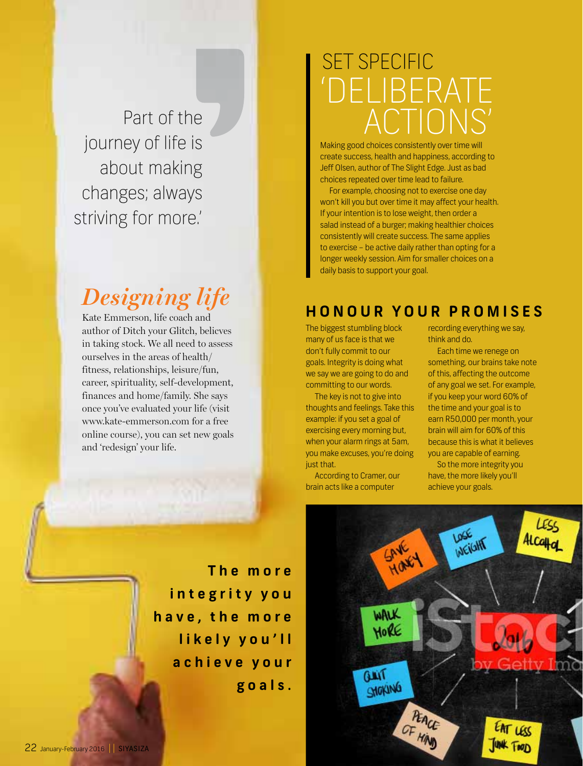Part of the journey of life is about making changes; always striving for more.'

## *Designing life*

Kate Emmerson, life coach and author of Ditch your Glitch, believes in taking stock. We all need to assess ourselves in the areas of health/fitness, relationships, leisure/fun, career, spirituality, self-development, finances and home/family. She says once you've evaluated your life (visit www.kate-emmerson.com for a free online course), you can set new goals and 'redesign' your life.

**The more integrity you have, the more likely you'll achieve your goals.**

## SET SPECIFIC 'DELIBERATE ACTIONS'

Making good choices consistently over time will create success, health and happiness, according to Jeff Olsen, author of The Slight Edge. Just as bad choices repeated over time lead to failure.

For example, choosing not to exercise one day won't kill you but over time it may affect your health. If your intention is to lose weight, then order a salad instead of a burger; making healthier choices consistently will create success. The same applies to exercise – be active daily rather than opting for a longer weekly session. Aim for smaller choices on a daily basis to support your goal.

## HONOUR YOUR PROMISES

The biggest stumbling block many of us face is that we don't fully commit to our goals. Integrity is doing what we say we are going to do and committing to our words.

The key is not to give into thoughts and feelings. Take this example: if you set a goal of exercising every morning but, when your alarm rings at 5am, you make excuses, you're doing just that.

According to Cramer, our brain acts like a computer recording everything we say, think and do.

Each time we renege on something, our brains take note of this, affecting the outcome of any goal we set. For example, if you keep your word 60% of the time and your goal is to earn R50,000 per month, your brain will aim for 60% of this because this is what it believes you are capable of earning.

So the more integrity you have, the more likely you'll achieve your goals.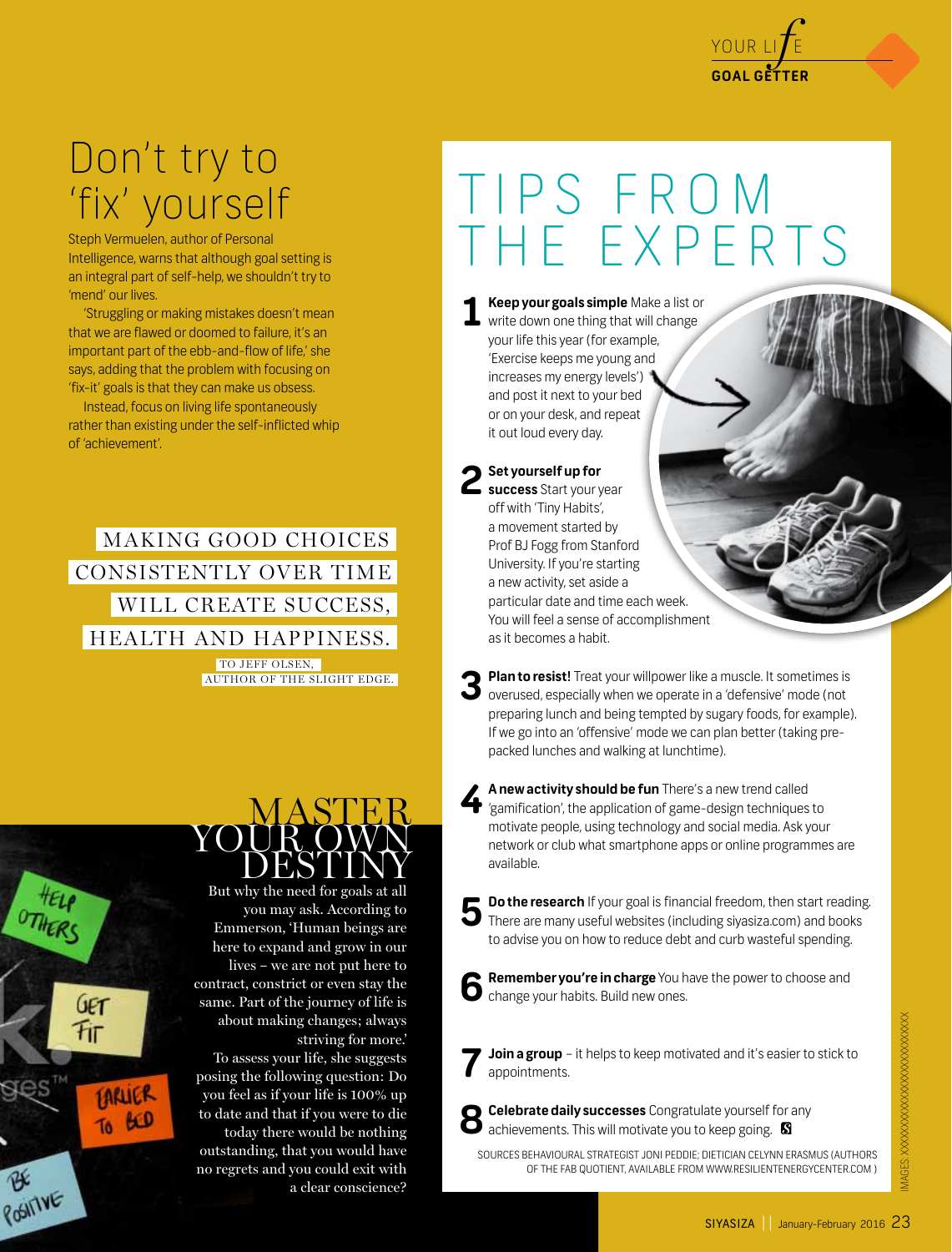# Don't try to 'fix' yourself

Steph Vermeulen, author of Personal Intelligence, warns that although goal setting is an integral part of self-help, we shouldn't try to 'mend' our lives.

'Struggling or making mistakes doesn't mean that we are flawed or doomed to failure, it's an important part of the ebb-and-flow of life,' she says, adding that the problem with focusing on 'fix-it' goals is that they can make us obsess.

Instead, focus on living life spontaneously rather than existing under the self-inflicted whip of 'achievement'.

> MAKING GOOD CHOICES CONSISTENTLY OVER TIME WILL CREATE SUCCESS, HEALTH AND HAPPINESS.
>
> TO JEFF OLSEN, AUTHOR OF THE SLIGHT EDGE.

## MASTER YOUR OWN DESTINY

But why the need for goals at all you may ask. According to Emmerson, 'Human beings are here to expand and grow in our lives – we are not put here to contract, constrict or even stay the same. Part of the journey of life is about making changes; always striving for more.'

To assess your life, she suggests posing the following question: Do you feel as if your life is 100% up to date and that if you were to die today there would be nothing outstanding, that you would have no regrets and you could exit with a clear conscience?

# TIPS FROM THE EXPERTS

**1 Keep your goals simple** Make a list or write down one thing that will change your life this year (for example, 'Exercise keeps me young and increases my energy levels') and post it next to your bed or on your desk, and repeat it out loud every day.

**2 Set yourself up for success** Start your year off with 'Tiny Habits', a movement started by Prof BJ Fogg from Stanford University. If you're starting a new activity, set aside a particular date and time each week. You will feel a sense of accomplishment as it becomes a habit.

**3 Plan to resist!** Treat your willpower like a muscle. It sometimes is overused, especially when we operate in a 'defensive' mode (not preparing lunch and being tempted by sugary foods, for example). If we go into an 'offensive' mode we can plan better (taking pre-packed lunches and walking at lunchtime).

**4 A new activity should be fun** There's a new trend called 'gamification', the application of game-design techniques to motivate people, using technology and social media. Ask your network or club what smartphone apps or online programmes are available.

**5 Do the research** If your goal is financial freedom, then start reading. There are many useful websites (including siyasiza.com) and books to advise you on how to reduce debt and curb wasteful spending.

**6 Remember you're in charge** You have the power to choose and change your habits. Build new ones.

**7 Join a group** – it helps to keep motivated and it's easier to stick to appointments.

**8 Celebrate daily successes** Congratulate yourself for any achievements. This will motivate you to keep going.

SOURCES BEHAVIOURAL STRATEGIST JONI PEDDIE; DIETICIAN CELYNN ERASMUS (AUTHORS OF THE FAB QUOTIENT, AVAILABLE FROM WWW.RESILIENTENERGYCENTER.COM )

IMAGES: XXXXXXXXXXXXXXXXXXXXXXXXXX